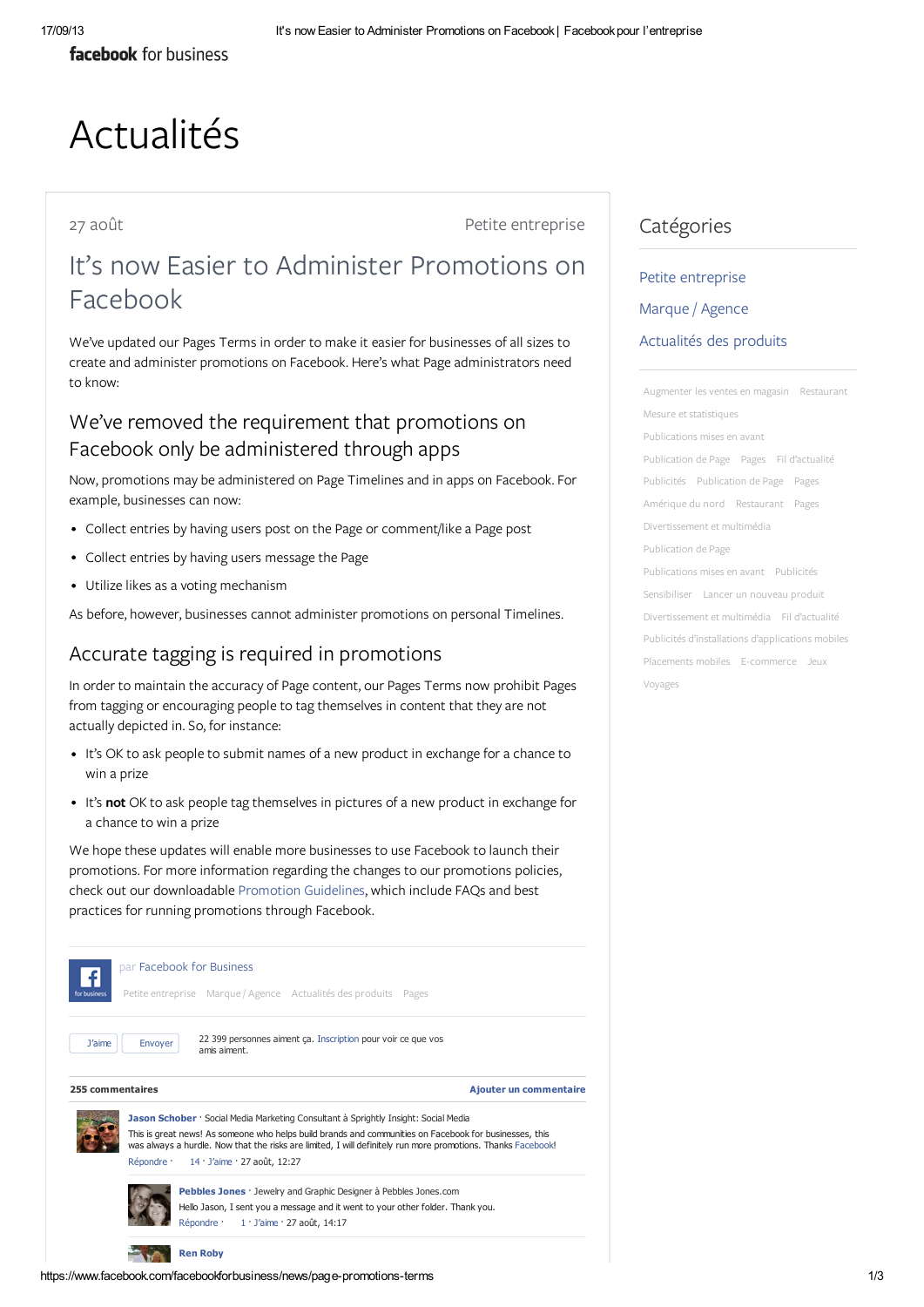facebook for business

# Actualités

27 août

Petite entreprise

## It's now Easier to Administer Promotions on Facebook

We've updated our Pages Terms in order to make it easier for businesses of all sizes to create and administer promotions on Facebook. Here's what Page administrators need to know:

### We've removed the requirement that promotions on Facebook only be administered through apps

Now, promotions may be administered on Page Timelines and in apps on Facebook. For example, businesses can now:

- Collect entries by having users post on the Page or comment/like a Page post
- Collect entries by having users message the Page
- Utilize likes as a voting mechanism

As before, however, businesses cannot administer promotions on personal Timelines.

### Accurate tagging is required in promotions

In order to maintain the accuracy of Page content, our Pages Terms now prohibit Pages from tagging or encouraging people to tag themselves in content that they are not actually depicted in. So, for instance:

- It's OK to ask people to submit names of a new product in exchange for a chance to win a prize
- It's **not** OK to ask people tag themselves in pictures of a new product in exchange for a chance to win a prize

We hope these updates will enable more businesses to use Facebook to launch their promotions. For more information regarding the changes to our promotions policies, check out our downloadable Promotion Guidelines, which include FAQs and best practices for running promotions through Facebook.

par Facebook for Business

Petite entreprise Marque / Agence Actualités des produits Pages

J'aime Envoyer 22 399 personnes aiment ça. Inscription pour voir ce que vos amis aiment.

**255 commentaires** **Ajouter un commentaire**

**Jason Schober** · Social Media Marketing Consultant à Sprightly Insight: Social Media
This is great news! As someone who helps build brands and communities on Facebook for businesses, this was always a hurdle. Now that the risks are limited, I will definitely run more promotions. Thanks Facebook!
Répondre · 14 · J'aime · 27 août, 12:27

**Pebbles Jones** · Jewelry and Graphic Designer à Pebbles Jones.com
Hello Jason, I sent you a message and it went to your other folder. Thank you.
Répondre · 1 · J'aime · 27 août, 14:17

**Ren Roby**

## Catégories

Petite entreprise

Marque / Agence

Actualités des produits

Augmenter les ventes en magasin · Restaurant · Mesure et statistiques · Publications mises en avant · Publication de Page · Pages · Fil d'actualité · Publicités · Publication de Page · Pages · Amérique du nord · Restaurant · Pages · Divertissement et multimédia · Publication de Page · Publications mises en avant · Publicités · Sensibiliser · Lancer un nouveau produit · Divertissement et multimédia · Fil d'actualité · Publicités d'installations d'applications mobiles · Placements mobiles · E-commerce · Jeux · Voyages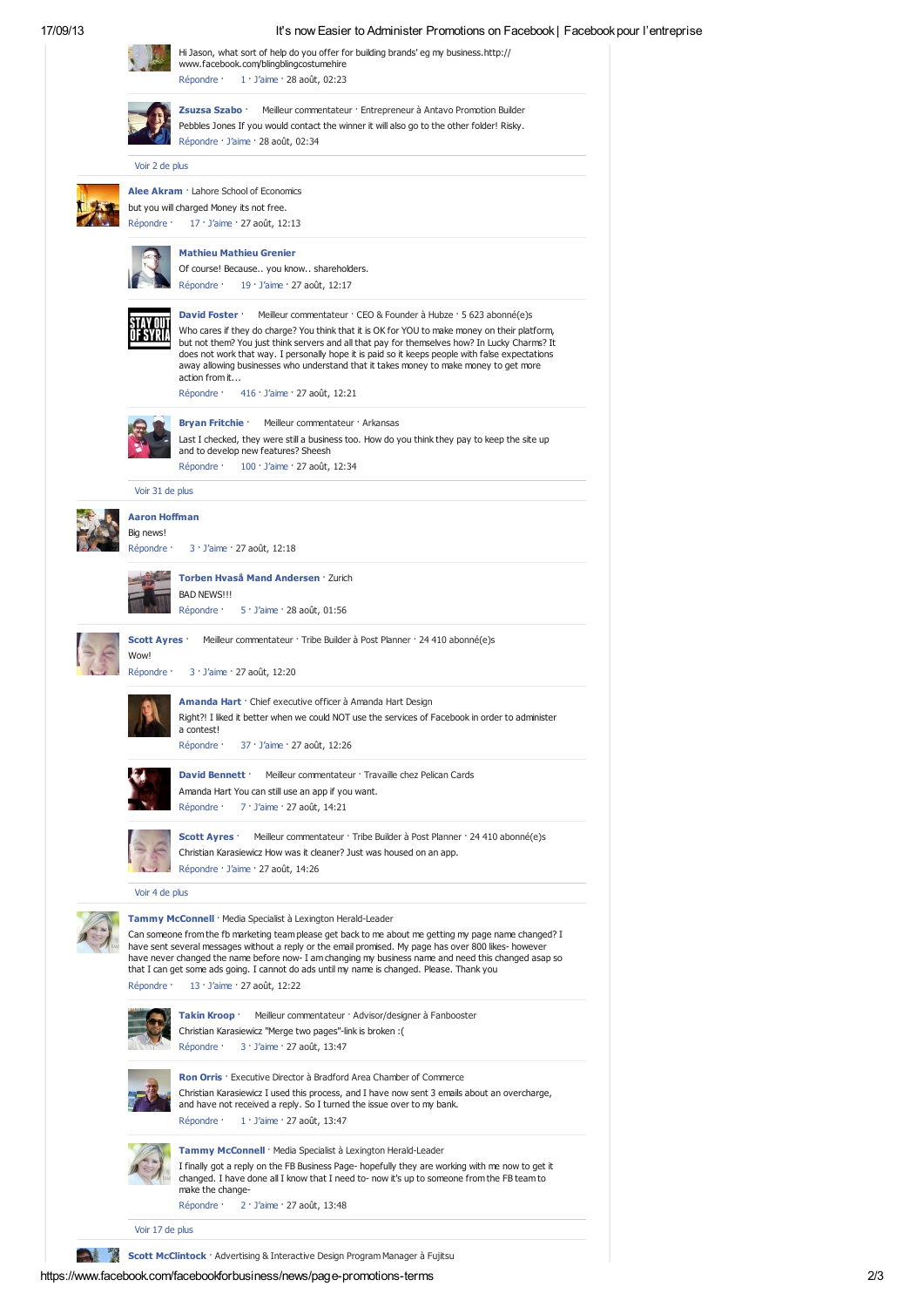Hi Jason, what sort of help do you offer for building brands' eg my business.http://www.facebook.com/blinglingcostumehire
Répondre · 1 · J'aime · 28 août, 02:23

**Zsuzsa Szabo** · Meilleur commentateur · Entrepreneur à Antavo Promotion Builder
Pebbles Jones If you would contact the winner it will also go to the other folder! Risky.
Répondre · J'aime · 28 août, 02:34

Voir 2 de plus

**Alee Akram** · Lahore School of Economics
but you will charged Money its not free.
Répondre · 17 · J'aime · 27 août, 12:13

**Mathieu Mathieu Grenier**
Of course! Because.. you know.. shareholders.
Répondre · 19 · J'aime · 27 août, 12:17

**David Foster** · Meilleur commentateur · CEO & Founder à Hubze · 5 623 abonné(e)s
Who cares if they do charge? You think that it is OK for YOU to make money on their platform, but not them? You just think servers and all that pay for themselves how? In Lucky Charms? It does not work that way. I personally hope it is paid so it keeps people with false expectations away allowing businesses who understand that it takes money to make money to get more action from it…
Répondre · 416 · J'aime · 27 août, 12:21

**Bryan Fritchie** · Meilleur commentateur · Arkansas
Last I checked, they were still a business too. How do you think they pay to keep the site up and to develop new features? Sheesh
Répondre · 100 · J'aime · 27 août, 12:34

Voir 31 de plus

**Aaron Hoffman**
Big news!
Répondre · 3 · J'aime · 27 août, 12:18

**Torben Hvaså Mand Andersen** · Zurich
BAD NEWS!!!
Répondre · 5 · J'aime · 28 août, 01:56

**Scott Ayres** · Meilleur commentateur · Tribe Builder à Post Planner · 24 410 abonné(e)s
Wow!
Répondre · 3 · J'aime · 27 août, 12:20

**Amanda Hart** · Chief executive officer à Amanda Hart Design
Right?! I liked it better when we could NOT use the services of Facebook in order to administer a contest!
Répondre · 37 · J'aime · 27 août, 12:26

**David Bennett** · Meilleur commentateur · Travaille chez Pelican Cards
Amanda Hart You can still use an app if you want.
Répondre · 7 · J'aime · 27 août, 14:21

**Scott Ayres** · Meilleur commentateur · Tribe Builder à Post Planner · 24 410 abonné(e)s
Christian Karasiewicz How was it cleaner? Just was housed on an app.
Répondre · J'aime · 27 août, 14:26

Voir 4 de plus

**Tammy McConnell** · Media Specialist à Lexington Herald-Leader
Can someone from the fb marketing team please get back to me about me getting my page name changed? I have sent several messages without a reply or the email promised. My page has over 800 likes- however have never changed the name before now- I am changing my business name and need this changed asap so that I can get some ads going. I cannot do ads until my name is changed. Please. Thank you
Répondre · 13 · J'aime · 27 août, 12:22

**Takin Kroop** · Meilleur commentateur · Advisor/designer à Fanbooster
Christian Karasiewicz "Merge two pages"-link is broken :(
Répondre · 3 · J'aime · 27 août, 13:47

**Ron Orris** · Executive Director à Bradford Area Chamber of Commerce
Christian Karasiewicz I used this process, and I have now sent 3 emails about an overcharge, and have not received a reply. So I turned the issue over to my bank.
Répondre · 1 · J'aime · 27 août, 13:47

**Tammy McConnell** · Media Specialist à Lexington Herald-Leader
I finally got a reply on the FB Business Page- hopefully they are working with me now to get it changed. I have done all I know that I need to- now it's up to someone from the FB team to make the change-
Répondre · 2 · J'aime · 27 août, 13:48

Voir 17 de plus

**Scott McClintock** · Advertising & Interactive Design Program Manager à Fujitsu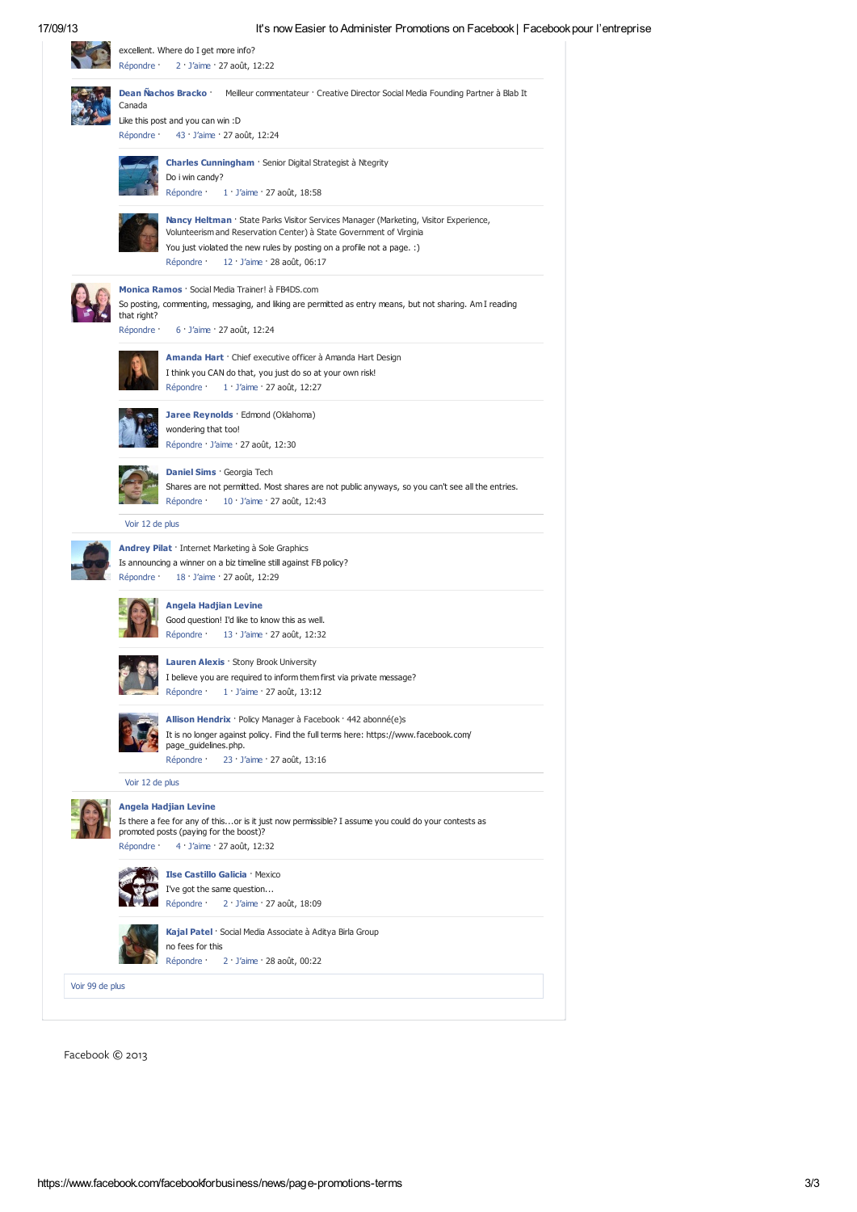excellent. Where do I get more info?

Répondre · 2 · J'aime · 27 août, 12:22

**Dean Ñachos Bracko** · Meilleur commentateur · Creative Director Social Media Founding Partner à Blab It Canada

Like this post and you can win :D

Répondre · 43 · J'aime · 27 août, 12:24

**Charles Cunningham** · Senior Digital Strategist à Ntegrity

Do i win candy?

Répondre · 1 · J'aime · 27 août, 18:58

**Nancy Heltman** · State Parks Visitor Services Manager (Marketing, Visitor Experience, Volunteerism and Reservation Center) à State Government of Virginia

You just violated the new rules by posting on a profile not a page. :)

Répondre · 12 · J'aime · 28 août, 06:17

**Monica Ramos** · Social Media Trainer! à FB4DS.com

So posting, commenting, messaging, and liking are permitted as entry means, but not sharing. Am I reading that right?

Répondre · 6 · J'aime · 27 août, 12:24

**Amanda Hart** · Chief executive officer à Amanda Hart Design

I think you CAN do that, you just do so at your own risk!

Répondre · 1 · J'aime · 27 août, 12:27

**Jaree Reynolds** · Edmond (Oklahoma)

wondering that too!

Répondre · J'aime · 27 août, 12:30

**Daniel Sims** · Georgia Tech

Shares are not permitted. Most shares are not public anyways, so you can't see all the entries.

Répondre · 10 · J'aime · 27 août, 12:43

Voir 12 de plus

**Andrey Pilat** · Internet Marketing à Sole Graphics

Is announcing a winner on a biz timeline still against FB policy?

Répondre · 18 · J'aime · 27 août, 12:29

**Angela Hadjian Levine**

Good question! I'd like to know this as well.

Répondre · 13 · J'aime · 27 août, 12:32

**Lauren Alexis** · Stony Brook University

I believe you are required to inform them first via private message?

Répondre · 1 · J'aime · 27 août, 13:12

**Allison Hendrix** · Policy Manager à Facebook · 442 abonné(e)s

It is no longer against policy. Find the full terms here: https://www.facebook.com/page_guidelines.php.

Répondre · 23 · J'aime · 27 août, 13:16

Voir 12 de plus

**Angela Hadjian Levine**

Is there a fee for any of this....or is it just now permissible? I assume you could do your contests as promoted posts (paying for the boost)?

Répondre · 4 · J'aime · 27 août, 12:32

**Ilse Castillo Galicia** · Mexico

I've got the same question...

Répondre · 2 · J'aime · 27 août, 18:09

**Kajal Patel** · Social Media Associate à Aditya Birla Group

no fees for this

Répondre · 2 · J'aime · 28 août, 00:22

Voir 99 de plus

Facebook © 2013